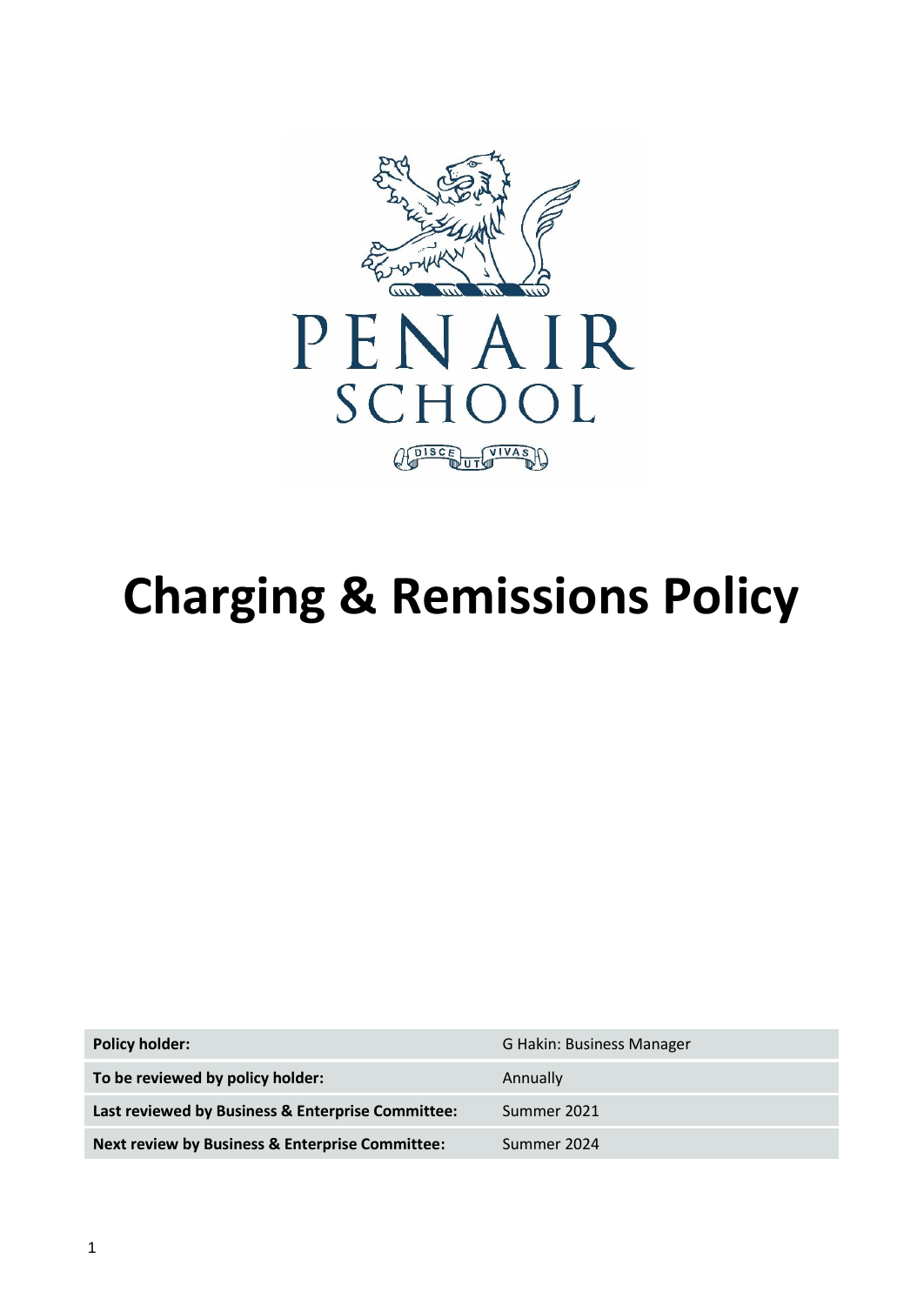PENAIR
SCHOOL

DISCE UT VIVAS

# Charging & Remissions Policy

| | |
|---|---|
| **Policy holder:** | G Hakin: Business Manager |
| **To be reviewed by policy holder:** | Annually |
| **Last reviewed by Business & Enterprise Committee:** | Summer 2021 |
| **Next review by Business & Enterprise Committee:** | Summer 2024 |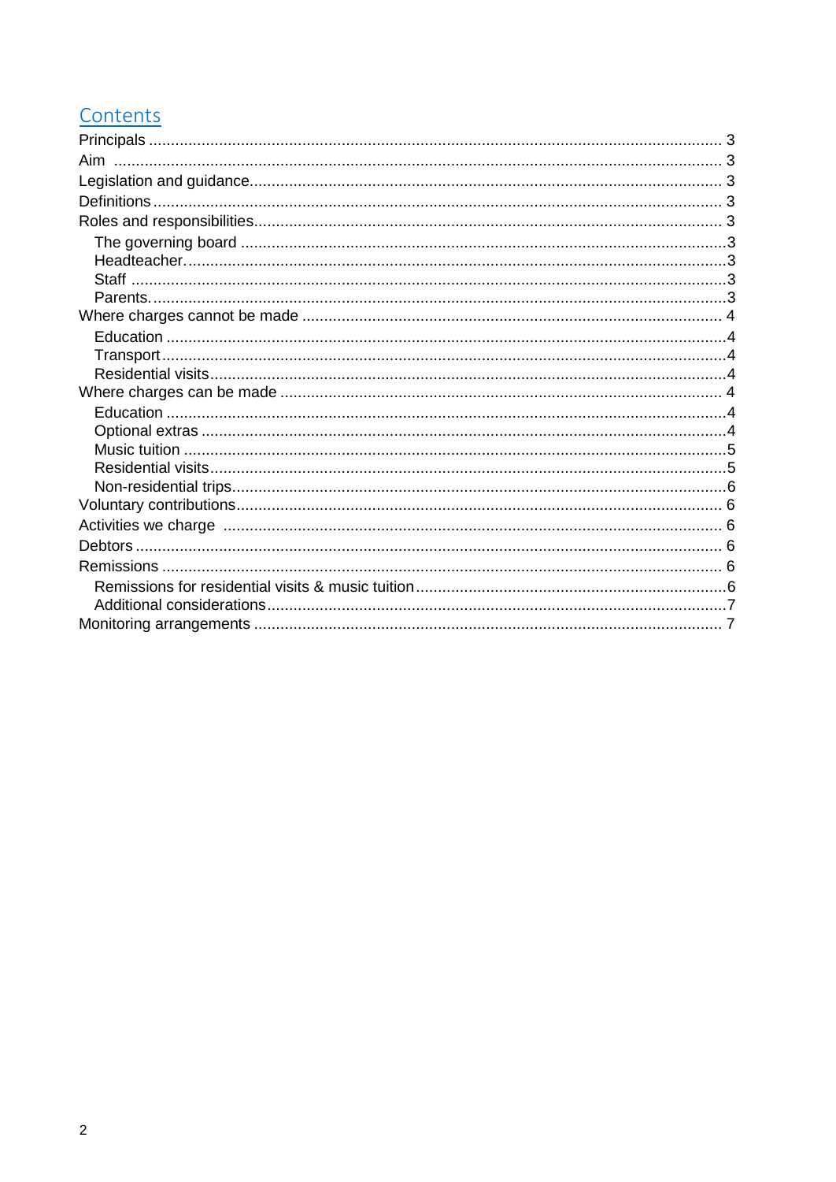## Contents

- Principals ..... 3
- Aim ..... 3
- Legislation and guidance..... 3
- Definitions ..... 3
- Roles and responsibilities..... 3
  - The governing board ..... 3
  - Headteacher..... 3
  - Staff ..... 3
  - Parents..... 3
- Where charges cannot be made ..... 4
  - Education ..... 4
  - Transport..... 4
  - Residential visits..... 4
- Where charges can be made ..... 4
  - Education ..... 4
  - Optional extras ..... 4
  - Music tuition ..... 5
  - Residential visits..... 5
  - Non-residential trips..... 6
- Voluntary contributions..... 6
- Activities we charge ..... 6
- Debtors ..... 6
- Remissions ..... 6
  - Remissions for residential visits & music tuition..... 6
  - Additional considerations..... 7
- Monitoring arrangements ..... 7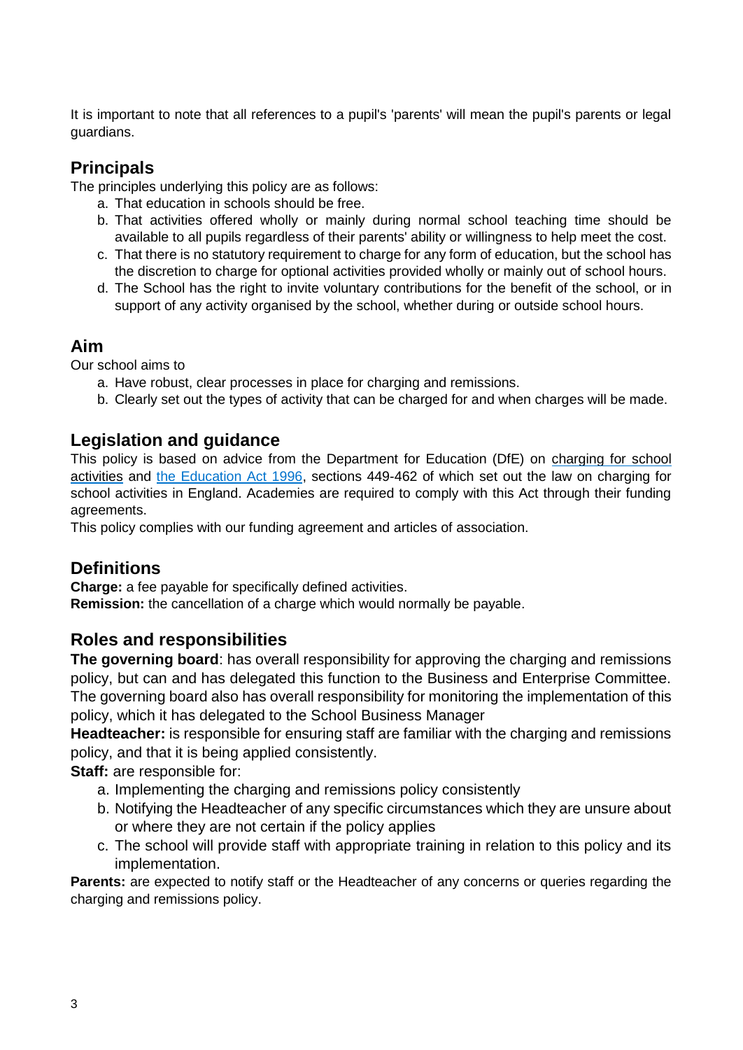It is important to note that all references to a pupil's 'parents' will mean the pupil's parents or legal guardians.

## Principals

The principles underlying this policy are as follows:

a. That education in schools should be free.
b. That activities offered wholly or mainly during normal school teaching time should be available to all pupils regardless of their parents' ability or willingness to help meet the cost.
c. That there is no statutory requirement to charge for any form of education, but the school has the discretion to charge for optional activities provided wholly or mainly out of school hours.
d. The School has the right to invite voluntary contributions for the benefit of the school, or in support of any activity organised by the school, whether during or outside school hours.

## Aim

Our school aims to

a. Have robust, clear processes in place for charging and remissions.
b. Clearly set out the types of activity that can be charged for and when charges will be made.

## Legislation and guidance

This policy is based on advice from the Department for Education (DfE) on charging for school activities and the Education Act 1996, sections 449-462 of which set out the law on charging for school activities in England. Academies are required to comply with this Act through their funding agreements.

This policy complies with our funding agreement and articles of association.

## Definitions

**Charge:** a fee payable for specifically defined activities.
**Remission:** the cancellation of a charge which would normally be payable.

## Roles and responsibilities

**The governing board**: has overall responsibility for approving the charging and remissions policy, but can and has delegated this function to the Business and Enterprise Committee. The governing board also has overall responsibility for monitoring the implementation of this policy, which it has delegated to the School Business Manager

**Headteacher:** is responsible for ensuring staff are familiar with the charging and remissions policy, and that it is being applied consistently.

**Staff:** are responsible for:

a. Implementing the charging and remissions policy consistently
b. Notifying the Headteacher of any specific circumstances which they are unsure about or where they are not certain if the policy applies
c. The school will provide staff with appropriate training in relation to this policy and its implementation.

**Parents:** are expected to notify staff or the Headteacher of any concerns or queries regarding the charging and remissions policy.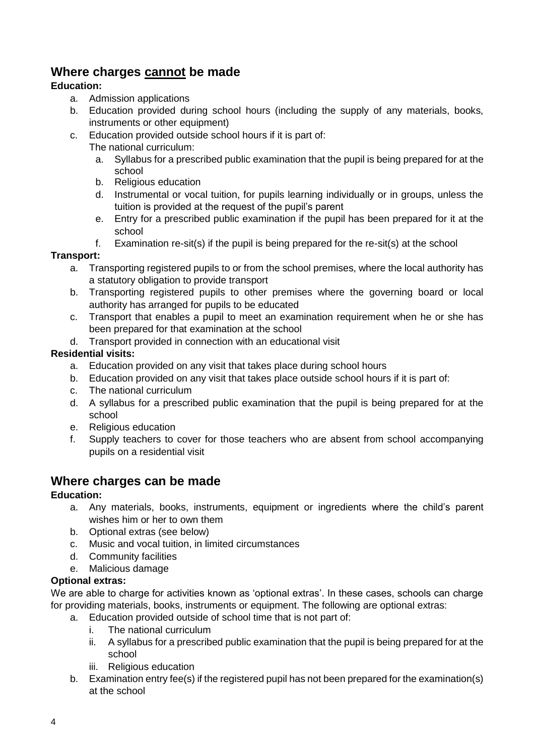## Where charges <u>cannot</u> be made

**Education:**

a. Admission applications
b. Education provided during school hours (including the supply of any materials, books, instruments or other equipment)
c. Education provided outside school hours if it is part of:
   The national curriculum:
   a. Syllabus for a prescribed public examination that the pupil is being prepared for at the school
   b. Religious education
   d. Instrumental or vocal tuition, for pupils learning individually or in groups, unless the tuition is provided at the request of the pupil's parent
   e. Entry for a prescribed public examination if the pupil has been prepared for it at the school
   f. Examination re-sit(s) if the pupil is being prepared for the re-sit(s) at the school

**Transport:**

a. Transporting registered pupils to or from the school premises, where the local authority has a statutory obligation to provide transport
b. Transporting registered pupils to other premises where the governing board or local authority has arranged for pupils to be educated
c. Transport that enables a pupil to meet an examination requirement when he or she has been prepared for that examination at the school
d. Transport provided in connection with an educational visit

**Residential visits:**

a. Education provided on any visit that takes place during school hours
b. Education provided on any visit that takes place outside school hours if it is part of:
c. The national curriculum
d. A syllabus for a prescribed public examination that the pupil is being prepared for at the school
e. Religious education
f. Supply teachers to cover for those teachers who are absent from school accompanying pupils on a residential visit

## Where charges can be made

**Education:**

a. Any materials, books, instruments, equipment or ingredients where the child's parent wishes him or her to own them
b. Optional extras (see below)
c. Music and vocal tuition, in limited circumstances
d. Community facilities
e. Malicious damage

**Optional extras:**

We are able to charge for activities known as 'optional extras'. In these cases, schools can charge for providing materials, books, instruments or equipment. The following are optional extras:

a. Education provided outside of school time that is not part of:
   i. The national curriculum
   ii. A syllabus for a prescribed public examination that the pupil is being prepared for at the school
   iii. Religious education
b. Examination entry fee(s) if the registered pupil has not been prepared for the examination(s) at the school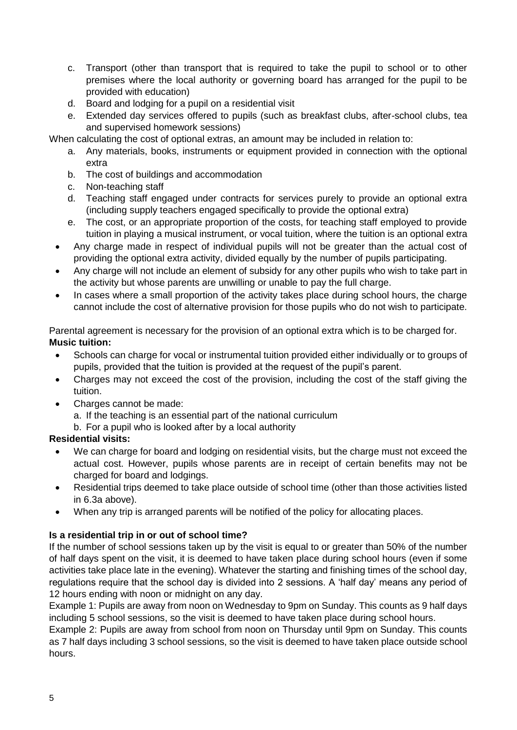c. Transport (other than transport that is required to take the pupil to school or to other premises where the local authority or governing board has arranged for the pupil to be provided with education)
d. Board and lodging for a pupil on a residential visit
e. Extended day services offered to pupils (such as breakfast clubs, after-school clubs, tea and supervised homework sessions)

When calculating the cost of optional extras, an amount may be included in relation to:

a. Any materials, books, instruments or equipment provided in connection with the optional extra
b. The cost of buildings and accommodation
c. Non-teaching staff
d. Teaching staff engaged under contracts for services purely to provide an optional extra (including supply teachers engaged specifically to provide the optional extra)
e. The cost, or an appropriate proportion of the costs, for teaching staff employed to provide tuition in playing a musical instrument, or vocal tuition, where the tuition is an optional extra

- Any charge made in respect of individual pupils will not be greater than the actual cost of providing the optional extra activity, divided equally by the number of pupils participating.
- Any charge will not include an element of subsidy for any other pupils who wish to take part in the activity but whose parents are unwilling or unable to pay the full charge.
- In cases where a small proportion of the activity takes place during school hours, the charge cannot include the cost of alternative provision for those pupils who do not wish to participate.

Parental agreement is necessary for the provision of an optional extra which is to be charged for.

**Music tuition:**

- Schools can charge for vocal or instrumental tuition provided either individually or to groups of pupils, provided that the tuition is provided at the request of the pupil's parent.
- Charges may not exceed the cost of the provision, including the cost of the staff giving the tuition.
- Charges cannot be made:
  a. If the teaching is an essential part of the national curriculum
  b. For a pupil who is looked after by a local authority

**Residential visits:**

- We can charge for board and lodging on residential visits, but the charge must not exceed the actual cost. However, pupils whose parents are in receipt of certain benefits may not be charged for board and lodgings.
- Residential trips deemed to take place outside of school time (other than those activities listed in 6.3a above).
- When any trip is arranged parents will be notified of the policy for allocating places.

**Is a residential trip in or out of school time?**

If the number of school sessions taken up by the visit is equal to or greater than 50% of the number of half days spent on the visit, it is deemed to have taken place during school hours (even if some activities take place late in the evening). Whatever the starting and finishing times of the school day, regulations require that the school day is divided into 2 sessions. A 'half day' means any period of 12 hours ending with noon or midnight on any day.

Example 1: Pupils are away from noon on Wednesday to 9pm on Sunday. This counts as 9 half days including 5 school sessions, so the visit is deemed to have taken place during school hours.

Example 2: Pupils are away from school from noon on Thursday until 9pm on Sunday. This counts as 7 half days including 3 school sessions, so the visit is deemed to have taken place outside school hours.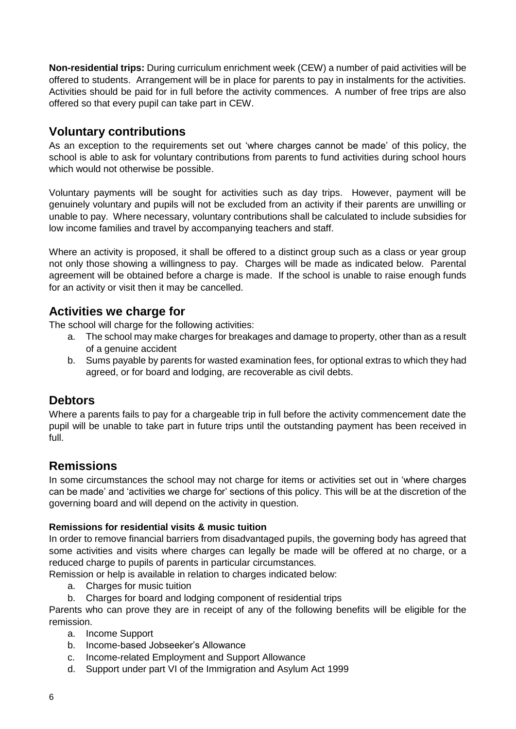**Non-residential trips:** During curriculum enrichment week (CEW) a number of paid activities will be offered to students. Arrangement will be in place for parents to pay in instalments for the activities. Activities should be paid for in full before the activity commences. A number of free trips are also offered so that every pupil can take part in CEW.

## Voluntary contributions

As an exception to the requirements set out 'where charges cannot be made' of this policy, the school is able to ask for voluntary contributions from parents to fund activities during school hours which would not otherwise be possible.

Voluntary payments will be sought for activities such as day trips. However, payment will be genuinely voluntary and pupils will not be excluded from an activity if their parents are unwilling or unable to pay. Where necessary, voluntary contributions shall be calculated to include subsidies for low income families and travel by accompanying teachers and staff.

Where an activity is proposed, it shall be offered to a distinct group such as a class or year group not only those showing a willingness to pay. Charges will be made as indicated below. Parental agreement will be obtained before a charge is made. If the school is unable to raise enough funds for an activity or visit then it may be cancelled.

## Activities we charge for

The school will charge for the following activities:

a. The school may make charges for breakages and damage to property, other than as a result of a genuine accident
b. Sums payable by parents for wasted examination fees, for optional extras to which they had agreed, or for board and lodging, are recoverable as civil debts.

## Debtors

Where a parents fails to pay for a chargeable trip in full before the activity commencement date the pupil will be unable to take part in future trips until the outstanding payment has been received in full.

## Remissions

In some circumstances the school may not charge for items or activities set out in 'where charges can be made' and 'activities we charge for' sections of this policy. This will be at the discretion of the governing board and will depend on the activity in question.

**Remissions for residential visits & music tuition**

In order to remove financial barriers from disadvantaged pupils, the governing body has agreed that some activities and visits where charges can legally be made will be offered at no charge, or a reduced charge to pupils of parents in particular circumstances.

Remission or help is available in relation to charges indicated below:

a. Charges for music tuition
b. Charges for board and lodging component of residential trips

Parents who can prove they are in receipt of any of the following benefits will be eligible for the remission.

a. Income Support
b. Income-based Jobseeker's Allowance
c. Income-related Employment and Support Allowance
d. Support under part VI of the Immigration and Asylum Act 1999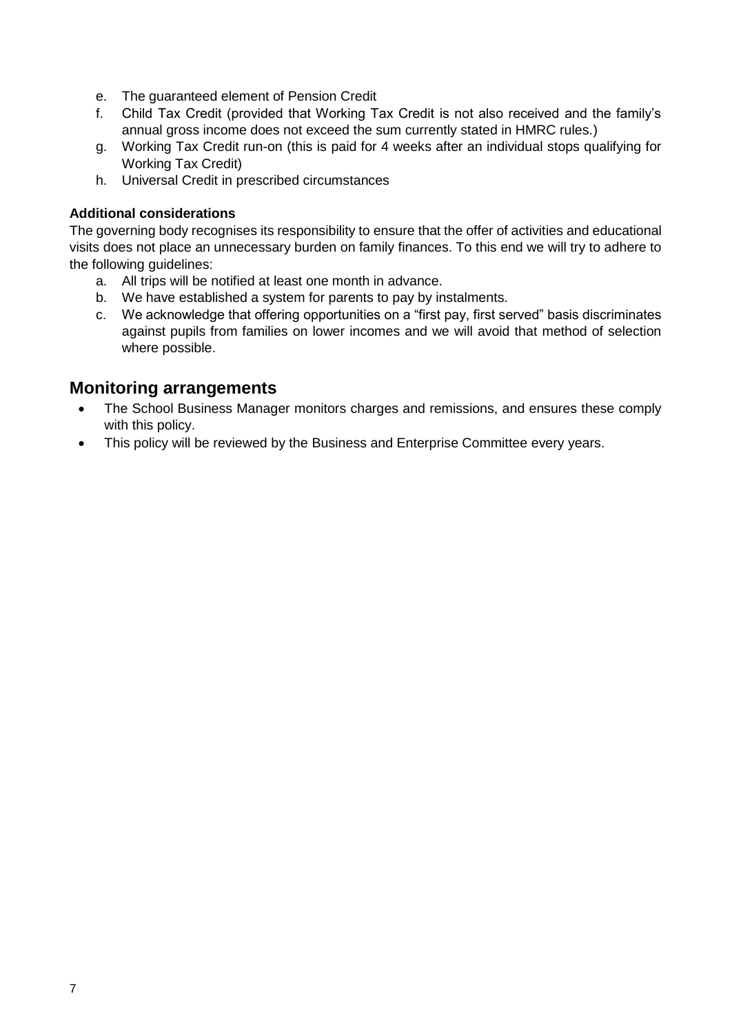e. The guaranteed element of Pension Credit
f. Child Tax Credit (provided that Working Tax Credit is not also received and the family's annual gross income does not exceed the sum currently stated in HMRC rules.)
g. Working Tax Credit run-on (this is paid for 4 weeks after an individual stops qualifying for Working Tax Credit)
h. Universal Credit in prescribed circumstances

**Additional considerations**

The governing body recognises its responsibility to ensure that the offer of activities and educational visits does not place an unnecessary burden on family finances. To this end we will try to adhere to the following guidelines:

a. All trips will be notified at least one month in advance.
b. We have established a system for parents to pay by instalments.
c. We acknowledge that offering opportunities on a "first pay, first served" basis discriminates against pupils from families on lower incomes and we will avoid that method of selection where possible.

## Monitoring arrangements

- The School Business Manager monitors charges and remissions, and ensures these comply with this policy.
- This policy will be reviewed by the Business and Enterprise Committee every years.